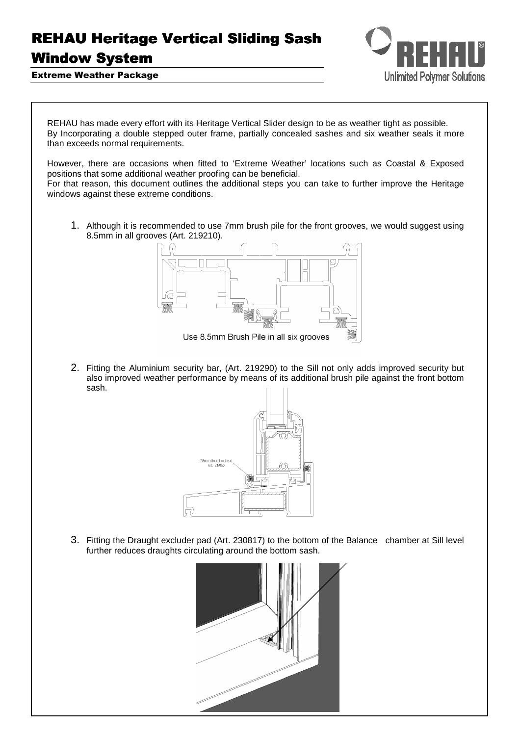# REHAU Heritage Vertical Sliding Sash Window System

## Extreme Weather Package

REHAU has made every effort with its Heritage Vertical Slider design to be as weather tight as possible. By Incorporating a double stepped outer frame, partially concealed sashes and six weather seals it more than exceeds normal requirements.

However, there are occasions when fitted to 'Extreme Weather' locations such as Coastal & Exposed positions that some additional weather proofing can be beneficial.
For that reason, this document outlines the additional steps you can take to further improve the Heritage windows against these extreme conditions.

1. Although it is recommended to use 7mm brush pile for the front grooves, we would suggest using 8.5mm in all grooves (Art. 219210).

   Use 8.5mm Brush Pile in all six grooves

2. Fitting the Aluminium security bar, (Art. 219290) to the Sill not only adds improved security but also improved weather performance by means of its additional brush pile against the front bottom sash.

   28mm Aluminium bead Art. 219150

3. Fitting the Draught excluder pad (Art. 230817) to the bottom of the Balance chamber at Sill level further reduces draughts circulating around the bottom sash.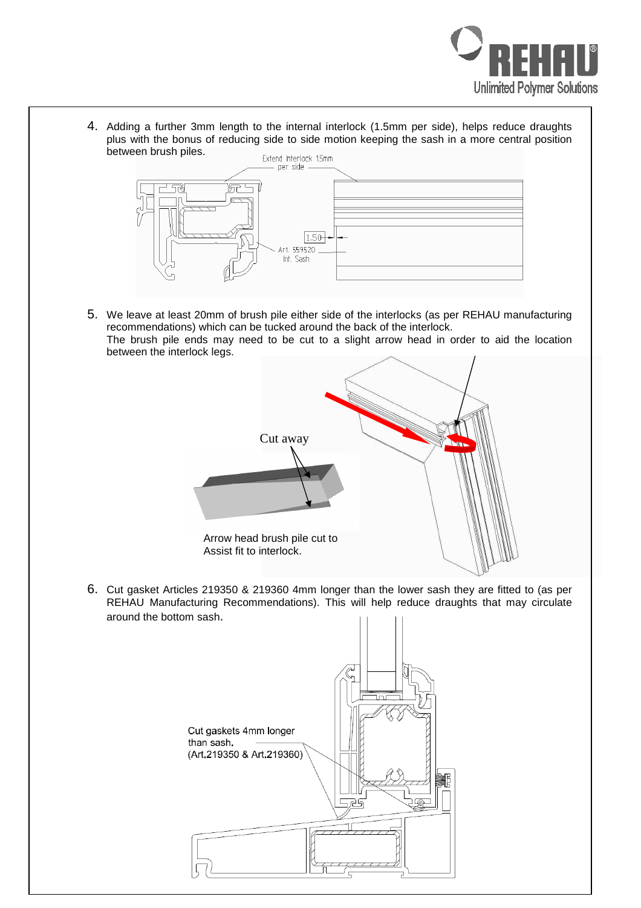4. Adding a further 3mm length to the internal interlock (1.5mm per side), helps reduce draughts plus with the bonus of reducing side to side motion keeping the sash in a more central position between brush piles.

Extend Interlock 1.5mm per side

1.50

Art. 559520 Int. Sash

5. We leave at least 20mm of brush pile either side of the interlocks (as per REHAU manufacturing recommendations) which can be tucked around the back of the interlock.
   The brush pile ends may need to be cut to a slight arrow head in order to aid the location between the interlock legs.

Cut away

Arrow head brush pile cut to Assist fit to interlock.

6. Cut gasket Articles 219350 & 219360 4mm longer than the lower sash they are fitted to (as per REHAU Manufacturing Recommendations). This will help reduce draughts that may circulate around the bottom sash.

Cut gaskets 4mm longer than sash.
(Art.219350 & Art.219360)